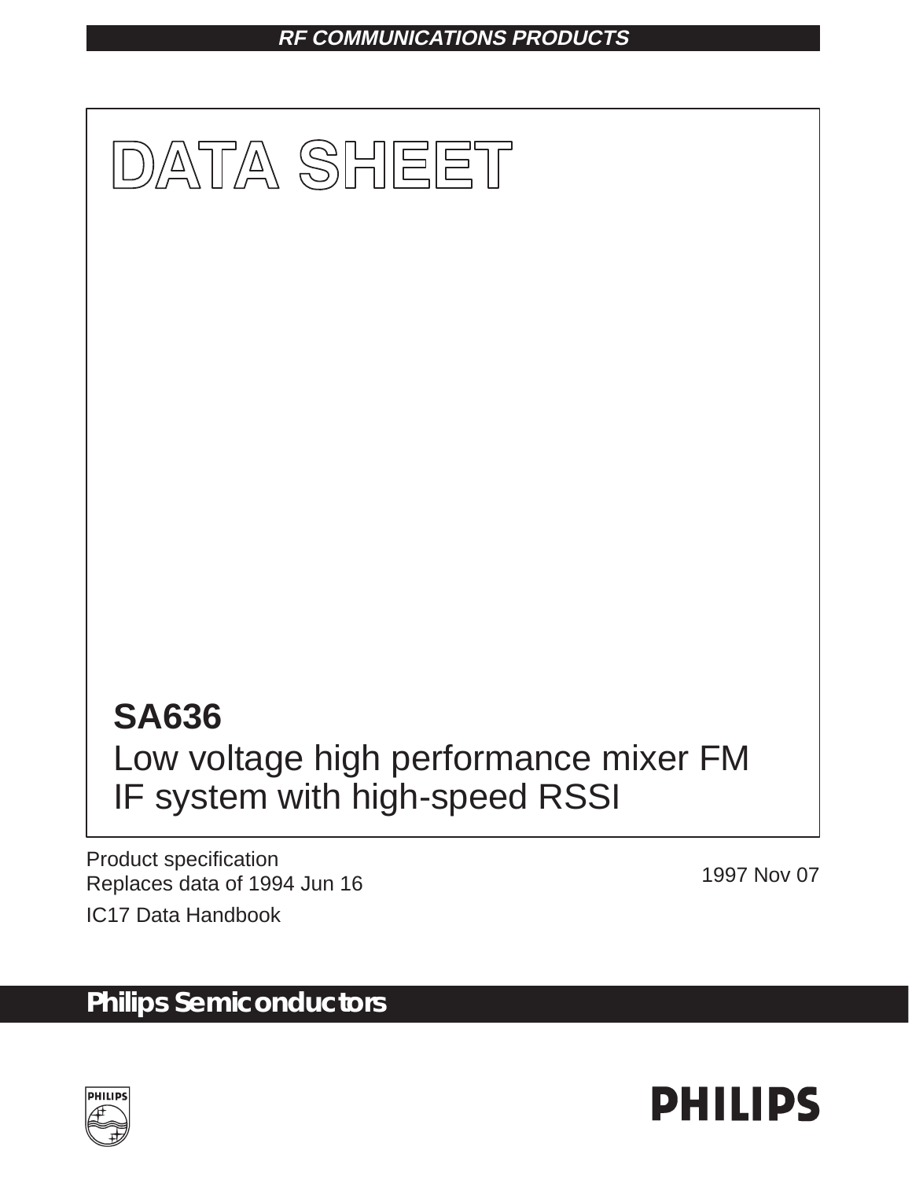RF COMMUNICATIONS PRODUCTS

# DATA SHEET

## SA636

Low voltage high performance mixer FM IF system with high-speed RSSI

Product specification
Replaces data of 1994 Jun 16

IC17 Data Handbook

1997 Nov 07

**Philips Semiconductors**

PHILIPS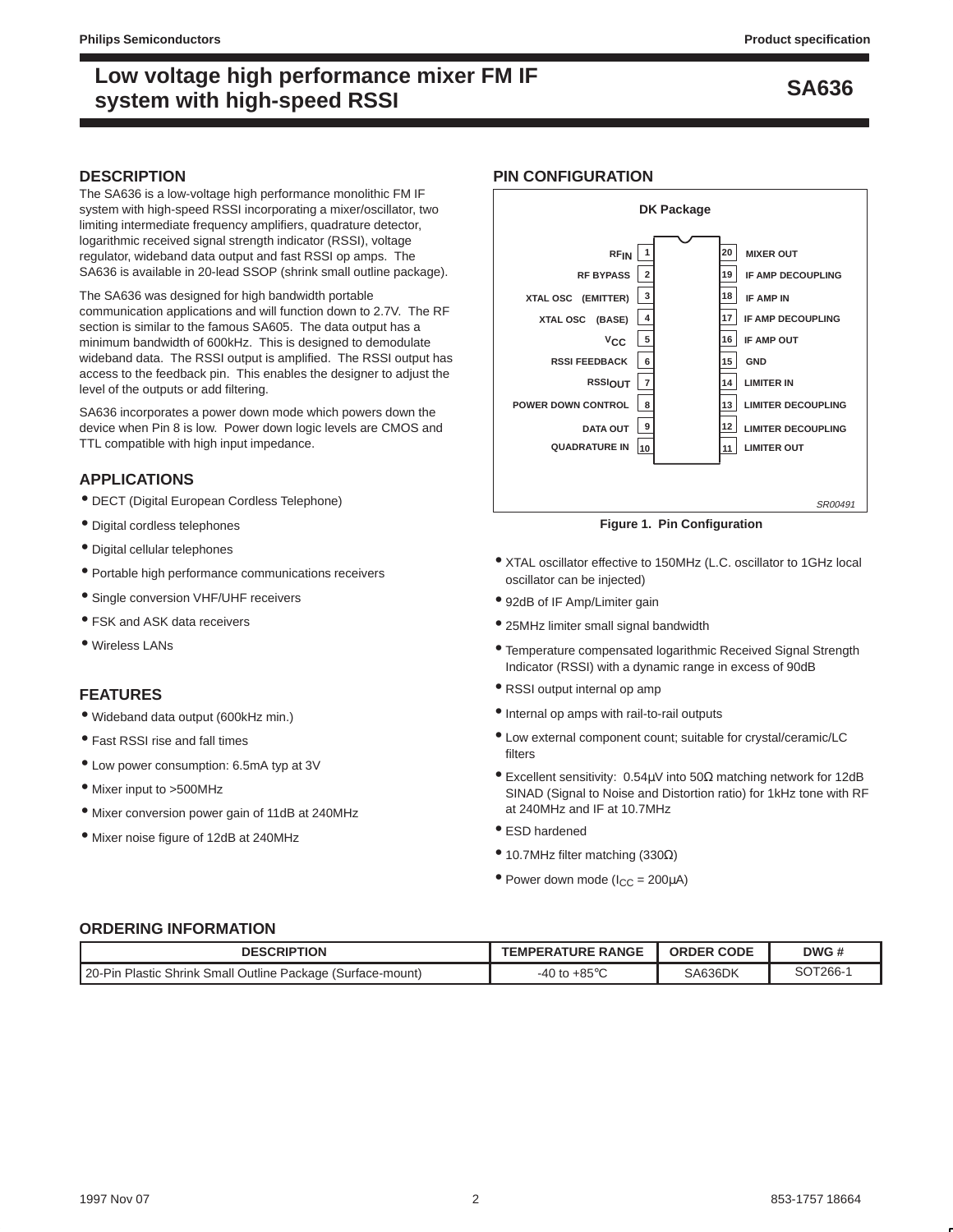# Low voltage high performance mixer FM IF system with high-speed RSSI

# SA636

## DESCRIPTION

The SA636 is a low-voltage high performance monolithic FM IF system with high-speed RSSI incorporating a mixer/oscillator, two limiting intermediate frequency amplifiers, quadrature detector, logarithmic received signal strength indicator (RSSI), voltage regulator, wideband data output and fast RSSI op amps. The SA636 is available in 20-lead SSOP (shrink small outline package).

The SA636 was designed for high bandwidth portable communication applications and will function down to 2.7V. The RF section is similar to the famous SA605. The data output has a minimum bandwidth of 600kHz. This is designed to demodulate wideband data. The RSSI output is amplified. The RSSI output has access to the feedback pin. This enables the designer to adjust the level of the outputs or add filtering.

SA636 incorporates a power down mode which powers down the device when Pin 8 is low. Power down logic levels are CMOS and TTL compatible with high input impedance.

## APPLICATIONS

- DECT (Digital European Cordless Telephone)
- Digital cordless telephones
- Digital cellular telephones
- Portable high performance communications receivers
- Single conversion VHF/UHF receivers
- FSK and ASK data receivers
- Wireless LANs

## FEATURES

- Wideband data output (600kHz min.)
- Fast RSSI rise and fall times
- Low power consumption: 6.5mA typ at 3V
- Mixer input to >500MHz
- Mixer conversion power gain of 11dB at 240MHz
- Mixer noise figure of 12dB at 240MHz

## PIN CONFIGURATION

DK Package

| Pin | Function | Pin | Function |
|---|---|---|---|
| 1 | $RF_{IN}$ | 20 | MIXER OUT |
| 2 | RF BYPASS | 19 | IF AMP DECOUPLING |
| 3 | XTAL OSC (EMITTER) | 18 | IF AMP IN |
| 4 | XTAL OSC (BASE) | 17 | IF AMP DECOUPLING |
| 5 | $V_{CC}$ | 16 | IF AMP OUT |
| 6 | RSSI FEEDBACK | 15 | GND |
| 7 | $RSSI_{OUT}$ | 14 | LIMITER IN |
| 8 | POWER DOWN CONTROL | 13 | LIMITER DECOUPLING |
| 9 | DATA OUT | 12 | LIMITER DECOUPLING |
| 10 | QUADRATURE IN | 11 | LIMITER OUT |

SR00491

Figure 1. Pin Configuration

- XTAL oscillator effective to 150MHz (L.C. oscillator to 1GHz local oscillator can be injected)
- 92dB of IF Amp/Limiter gain
- 25MHz limiter small signal bandwidth
- Temperature compensated logarithmic Received Signal Strength Indicator (RSSI) with a dynamic range in excess of 90dB
- RSSI output internal op amp
- Internal op amps with rail-to-rail outputs
- Low external component count; suitable for crystal/ceramic/LC filters
- Excellent sensitivity: 0.54µV into 50Ω matching network for 12dB SINAD (Signal to Noise and Distortion ratio) for 1kHz tone with RF at 240MHz and IF at 10.7MHz
- ESD hardened
- 10.7MHz filter matching (330Ω)
- Power down mode ($I_{CC}$ = 200µA)

## ORDERING INFORMATION

| DESCRIPTION | TEMPERATURE RANGE | ORDER CODE | DWG # |
|---|---|---|---|
| 20-Pin Plastic Shrink Small Outline Package (Surface-mount) | -40 to +85°C | SA636DK | SOT266-1 |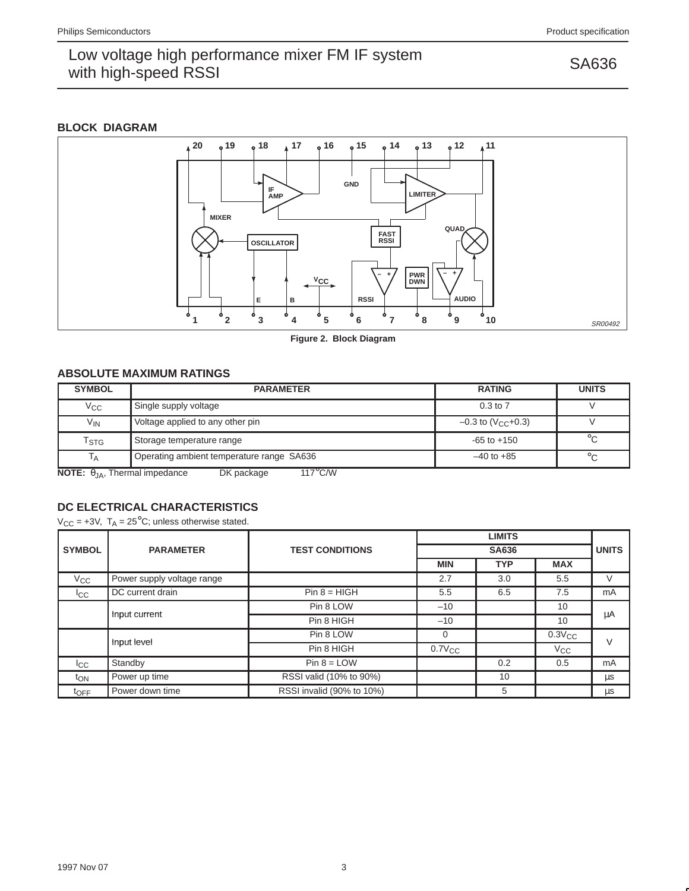## BLOCK DIAGRAM

Figure 2. Block Diagram

## ABSOLUTE MAXIMUM RATINGS

| SYMBOL | PARAMETER | RATING | UNITS |
|---|---|---|---|
| $V_{CC}$ | Single supply voltage | 0.3 to 7 | V |
| $V_{IN}$ | Voltage applied to any other pin | –0.3 to ($V_{CC}$+0.3) | V |
| $T_{STG}$ | Storage temperature range | -65 to +150 | °C |
| $T_A$ | Operating ambient temperature range SA636 | –40 to +85 | °C |

**NOTE:** $\theta_{JA}$, Thermal impedance DK package 117°C/W

## DC ELECTRICAL CHARACTERISTICS

$V_{CC}$ = +3V, $T_A$ = 25°C; unless otherwise stated.

| SYMBOL | PARAMETER | TEST CONDITIONS | LIMITS SA636 | | | UNITS |
|---|---|---|---|---|---|---|
| | | | MIN | TYP | MAX | |
| $V_{CC}$ | Power supply voltage range | | 2.7 | 3.0 | 5.5 | V |
| $I_{CC}$ | DC current drain | Pin 8 = HIGH | 5.5 | 6.5 | 7.5 | mA |
| | Input current | Pin 8 LOW | –10 | | 10 | µA |
| | | Pin 8 HIGH | –10 | | 10 | |
| | Input level | Pin 8 LOW | 0 | | $0.3V_{CC}$ | V |
| | | Pin 8 HIGH | $0.7V_{CC}$ | | $V_{CC}$ | |
| $I_{CC}$ | Standby | Pin 8 = LOW | | 0.2 | 0.5 | mA |
| $t_{ON}$ | Power up time | RSSI valid (10% to 90%) | | 10 | | µs |
| $t_{OFF}$ | Power down time | RSSI invalid (90% to 10%) | | 5 | | µs |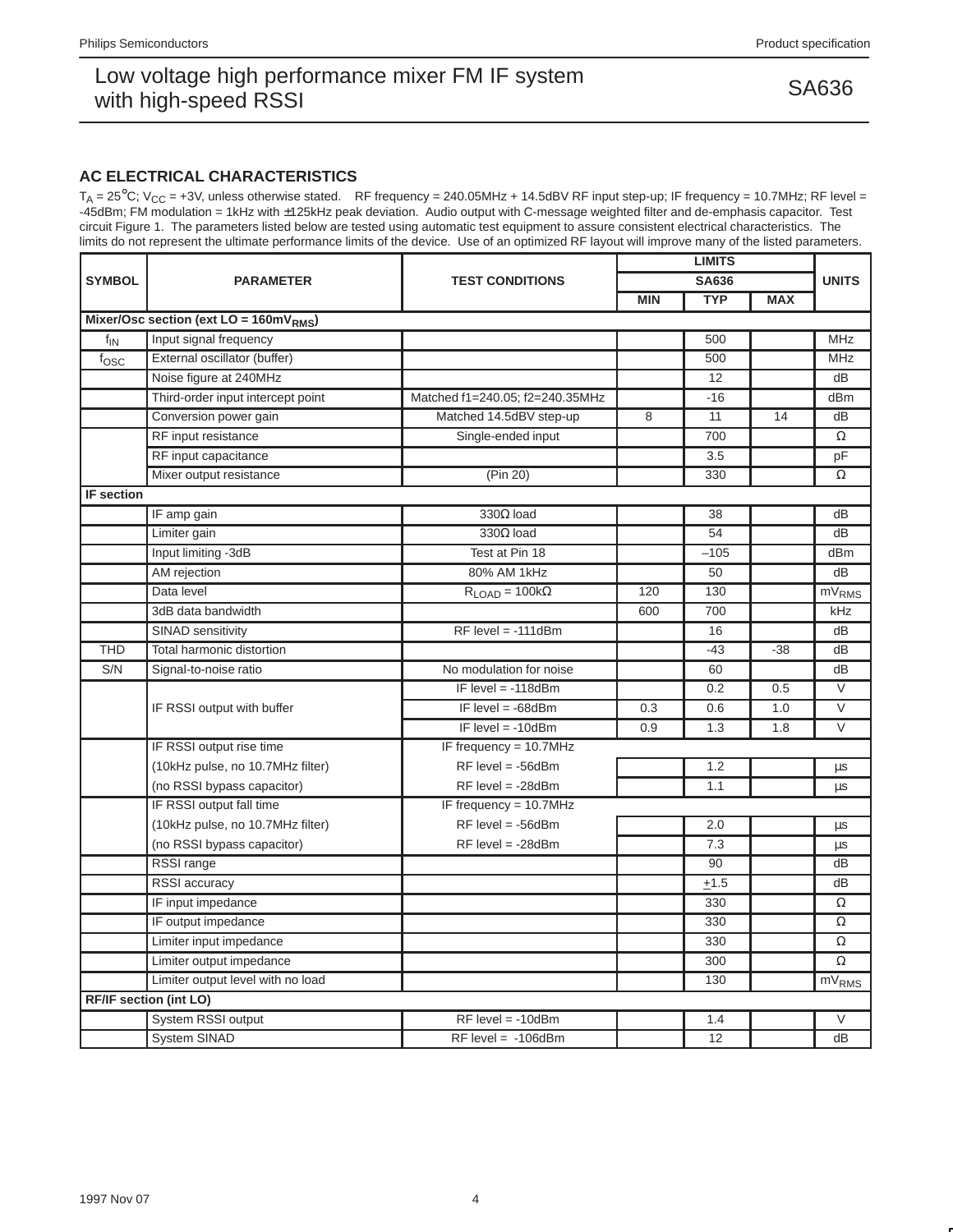## AC ELECTRICAL CHARACTERISTICS

$T_A$ = 25°C; $V_{CC}$ = +3V, unless otherwise stated. RF frequency = 240.05MHz + 14.5dBV RF input step-up; IF frequency = 10.7MHz; RF level = -45dBm; FM modulation = 1kHz with ±125kHz peak deviation. Audio output with C-message weighted filter and de-emphasis capacitor. Test circuit Figure 1. The parameters listed below are tested using automatic test equipment to assure consistent electrical characteristics. The limits do not represent the ultimate performance limits of the device. Use of an optimized RF layout will improve many of the listed parameters.

| SYMBOL | PARAMETER | TEST CONDITIONS | LIMITS | | | UNITS |
|---|---|---|---|---|---|---|
| | | | SA636 | | | |
| | | | MIN | TYP | MAX | |
| **Mixer/Osc section (ext LO = 160mV$_{RMS}$)** | | | | | | |
| $f_{IN}$ | Input signal frequency | | | 500 | | MHz |
| $f_{OSC}$ | External oscillator (buffer) | | | 500 | | MHz |
| | Noise figure at 240MHz | | | 12 | | dB |
| | Third-order input intercept point | Matched f1=240.05; f2=240.35MHz | | -16 | | dBm |
| | Conversion power gain | Matched 14.5dBV step-up | 8 | 11 | 14 | dB |
| | RF input resistance | Single-ended input | | 700 | | Ω |
| | RF input capacitance | | | 3.5 | | pF |
| | Mixer output resistance | (Pin 20) | | 330 | | Ω |
| **IF section** | | | | | | |
| | IF amp gain | 330Ω load | | 38 | | dB |
| | Limiter gain | 330Ω load | | 54 | | dB |
| | Input limiting -3dB | Test at Pin 18 | | –105 | | dBm |
| | AM rejection | 80% AM 1kHz | | 50 | | dB |
| | Data level | $R_{LOAD}$ = 100kΩ | 120 | 130 | | mV$_{RMS}$ |
| | 3dB data bandwidth | | 600 | 700 | | kHz |
| | SINAD sensitivity | RF level = -111dBm | | 16 | | dB |
| THD | Total harmonic distortion | | | -43 | -38 | dB |
| S/N | Signal-to-noise ratio | No modulation for noise | | 60 | | dB |
| | IF RSSI output with buffer | IF level = -118dBm | | 0.2 | 0.5 | V |
| | | IF level = -68dBm | 0.3 | 0.6 | 1.0 | V |
| | | IF level = -10dBm | 0.9 | 1.3 | 1.8 | V |
| | IF RSSI output rise time | IF frequency = 10.7MHz | | | | |
| | (10kHz pulse, no 10.7MHz filter) | RF level = -56dBm | | 1.2 | | µs |
| | (no RSSI bypass capacitor) | RF level = -28dBm | | 1.1 | | µs |
| | IF RSSI output fall time | IF frequency = 10.7MHz | | | | |
| | (10kHz pulse, no 10.7MHz filter) | RF level = -56dBm | | 2.0 | | µs |
| | (no RSSI bypass capacitor) | RF level = -28dBm | | 7.3 | | µs |
| | RSSI range | | | 90 | | dB |
| | RSSI accuracy | | | ±1.5 | | dB |
| | IF input impedance | | | 330 | | Ω |
| | IF output impedance | | | 330 | | Ω |
| | Limiter input impedance | | | 330 | | Ω |
| | Limiter output impedance | | | 300 | | Ω |
| | Limiter output level with no load | | | 130 | | mV$_{RMS}$ |
| **RF/IF section (int LO)** | | | | | | |
| | System RSSI output | RF level = -10dBm | | 1.4 | | V |
| | System SINAD | RF level = -106dBm | | 12 | | dB |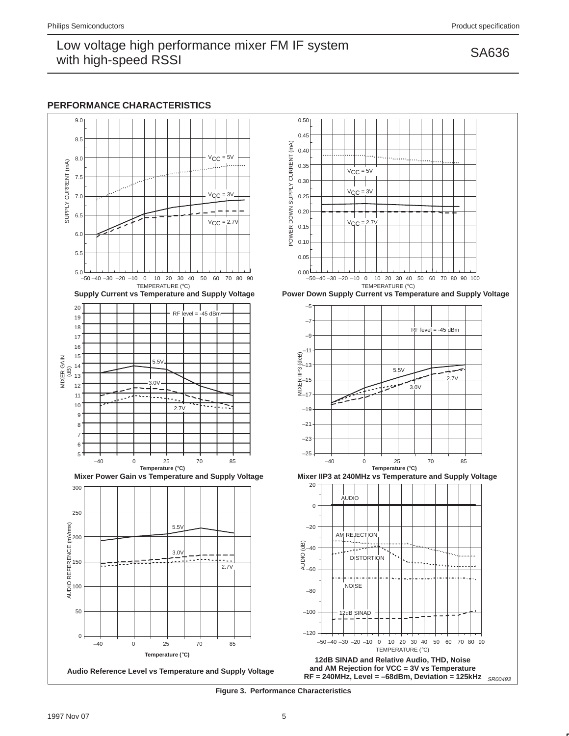## PERFORMANCE CHARACTERISTICS

Supply Current vs Temperature and Supply Voltage

Power Down Supply Current vs Temperature and Supply Voltage

Mixer Power Gain vs Temperature and Supply Voltage

Mixer IIP3 at 240MHz vs Temperature and Supply Voltage

Audio Reference Level vs Temperature and Supply Voltage

12dB SINAD and Relative Audio, THD, Noise and AM Rejection for VCC = 3V vs Temperature RF = 240MHz, Level = –68dBm, Deviation = 125kHz

SR00493

**Figure 3. Performance Characteristics**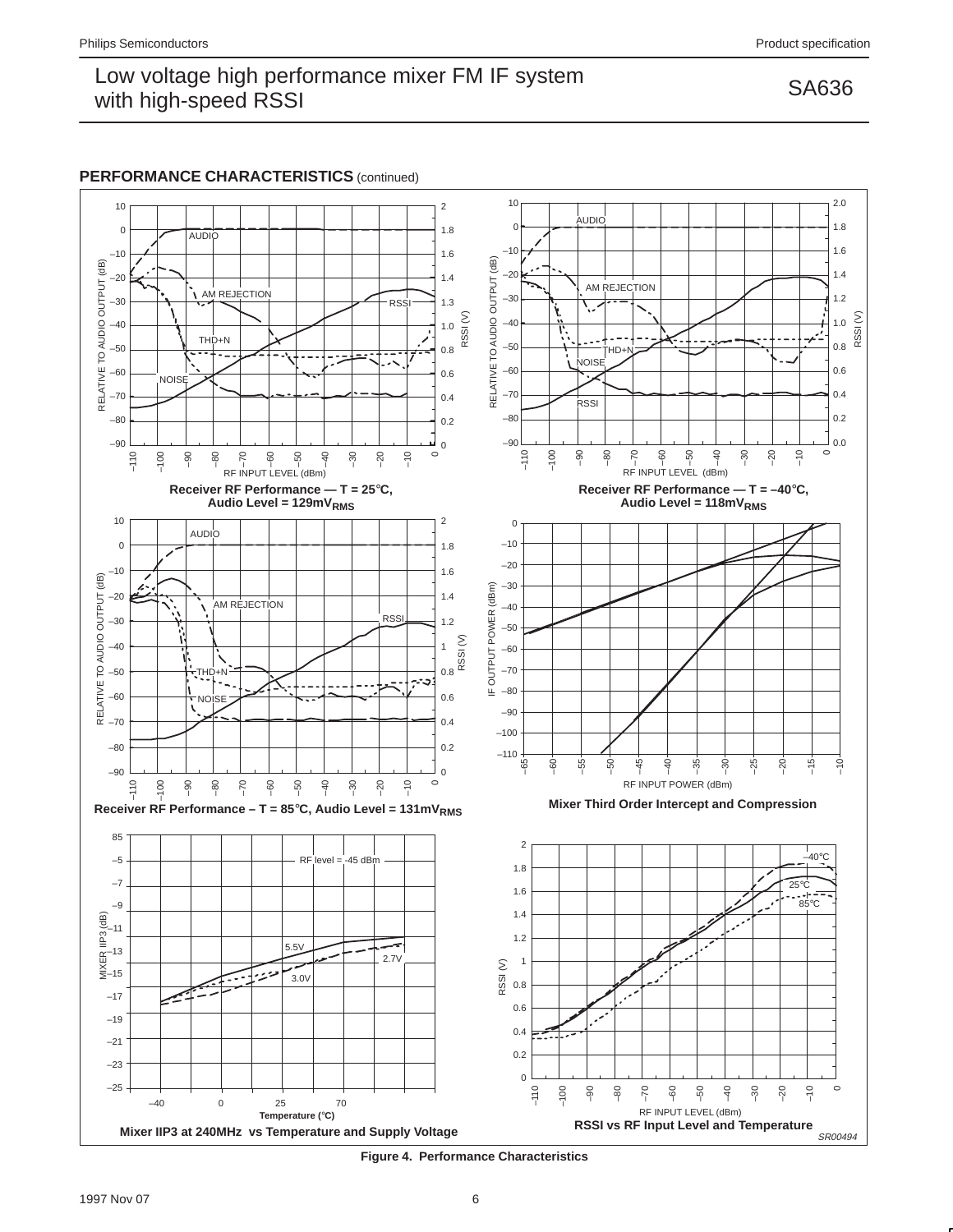## PERFORMANCE CHARACTERISTICS (continued)

**Receiver RF Performance — T = 25°C, Audio Level = 129mV$_{RMS}$**

**Receiver RF Performance — T = –40°C, Audio Level = 118mV$_{RMS}$**

**Receiver RF Performance – T = 85°C, Audio Level = 131mV$_{RMS}$**

**Mixer Third Order Intercept and Compression**

**Mixer IIP3 at 240MHz vs Temperature and Supply Voltage**

**RSSI vs RF Input Level and Temperature**

SR00494

Figure 4. Performance Characteristics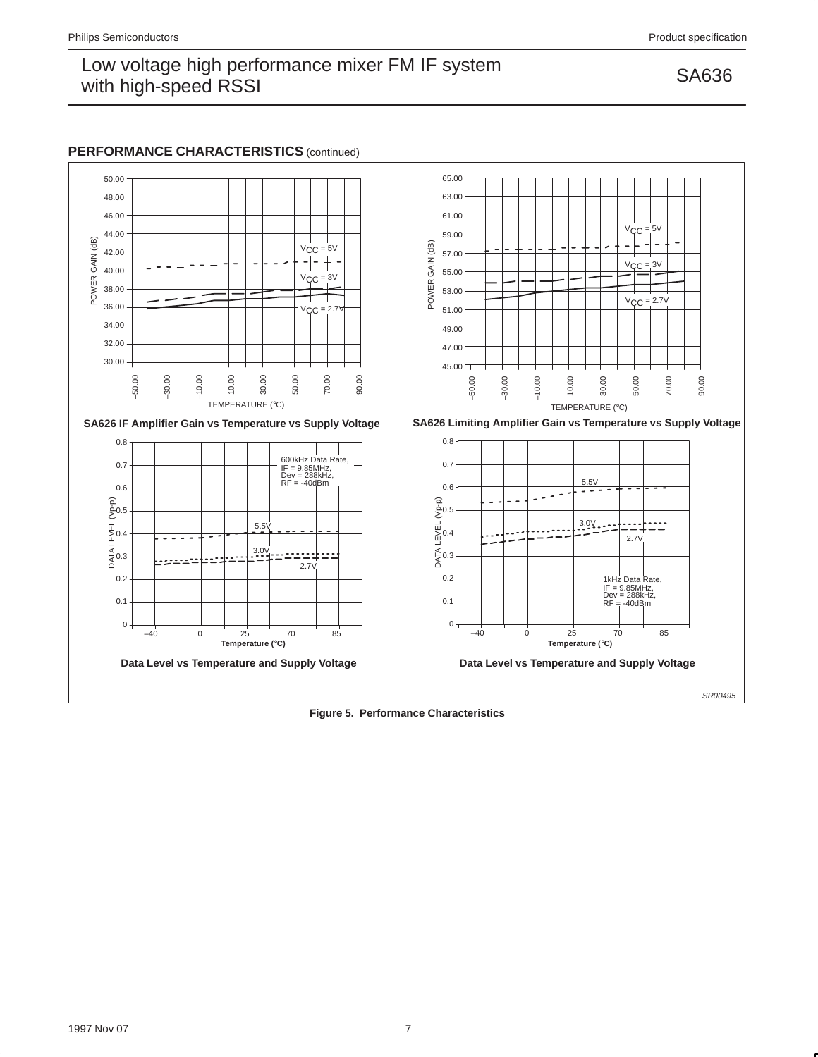**PERFORMANCE CHARACTERISTICS** (continued)

SA626 IF Amplifier Gain vs Temperature vs Supply Voltage

SA626 Limiting Amplifier Gain vs Temperature vs Supply Voltage

Data Level vs Temperature and Supply Voltage

Data Level vs Temperature and Supply Voltage

SR00495

**Figure 5. Performance Characteristics**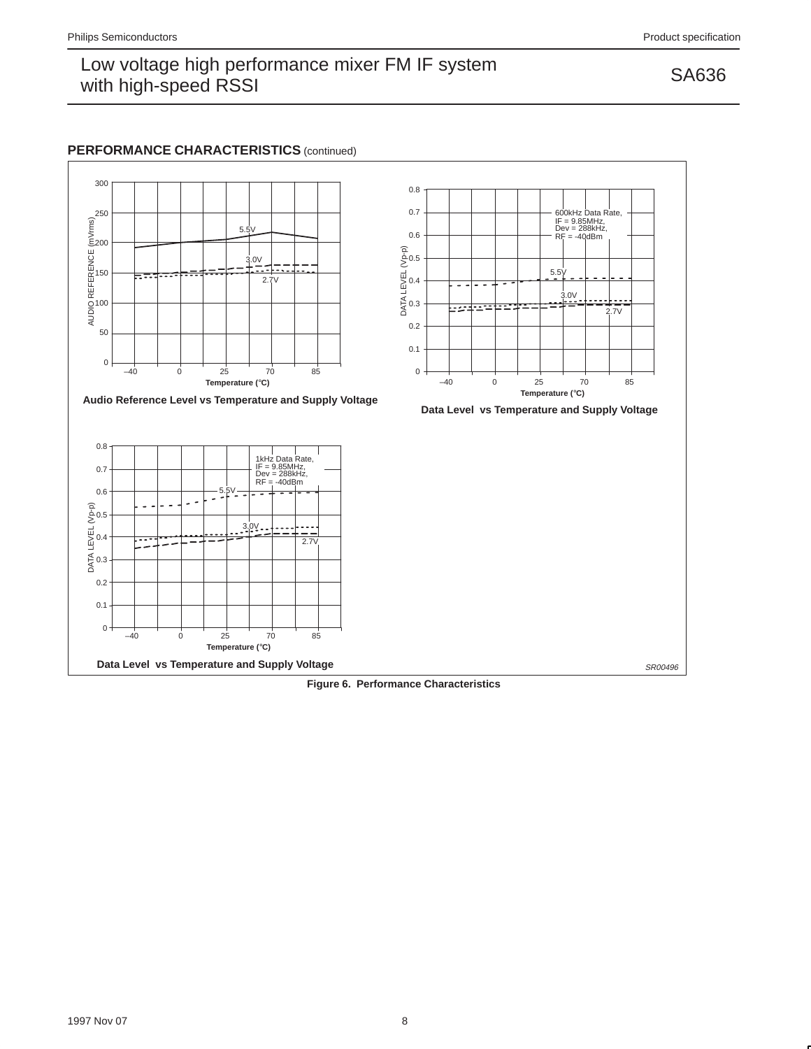## PERFORMANCE CHARACTERISTICS (continued)

Audio Reference Level vs Temperature and Supply Voltage

Data Level vs Temperature and Supply Voltage

Data Level vs Temperature and Supply Voltage

SR00496

**Figure 6. Performance Characteristics**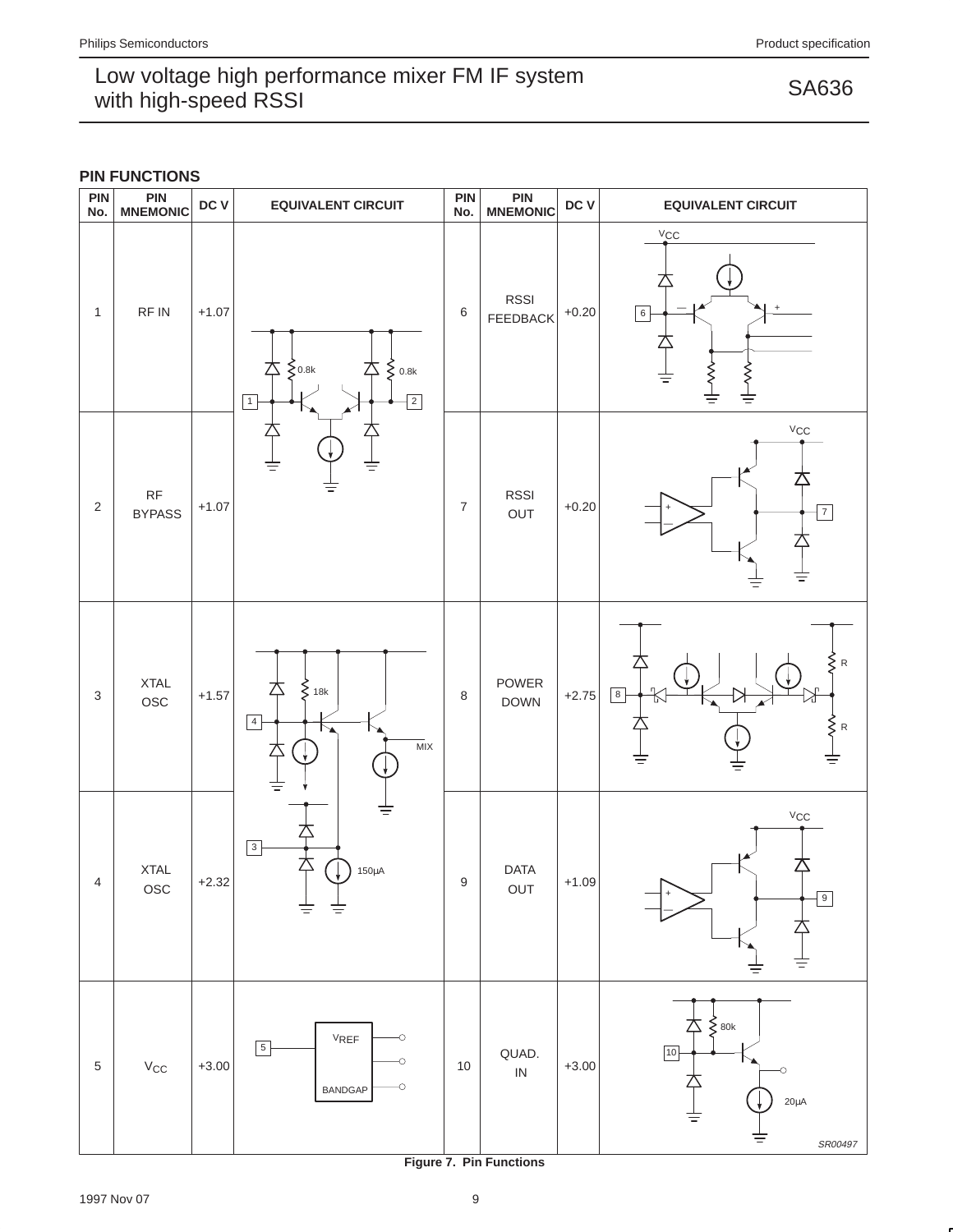## PIN FUNCTIONS

| PIN No. | PIN MNEMONIC | DC V | EQUIVALENT CIRCUIT | PIN No. | PIN MNEMONIC | DC V | EQUIVALENT CIRCUIT |
|---|---|---|---|---|---|---|---|
| 1 | RF IN | +1.07 | | 6 | RSSI FEEDBACK | +0.20 | |
| 2 | RF BYPASS | +1.07 | | 7 | RSSI OUT | +0.20 | |
| 3 | XTAL OSC | +1.57 | | 8 | POWER DOWN | +2.75 | |
| 4 | XTAL OSC | +2.32 | | 9 | DATA OUT | +1.09 | |
| 5 | $V_{CC}$ | +3.00 | | 10 | QUAD. IN | +3.00 | |

SR00497

**Figure 7. Pin Functions**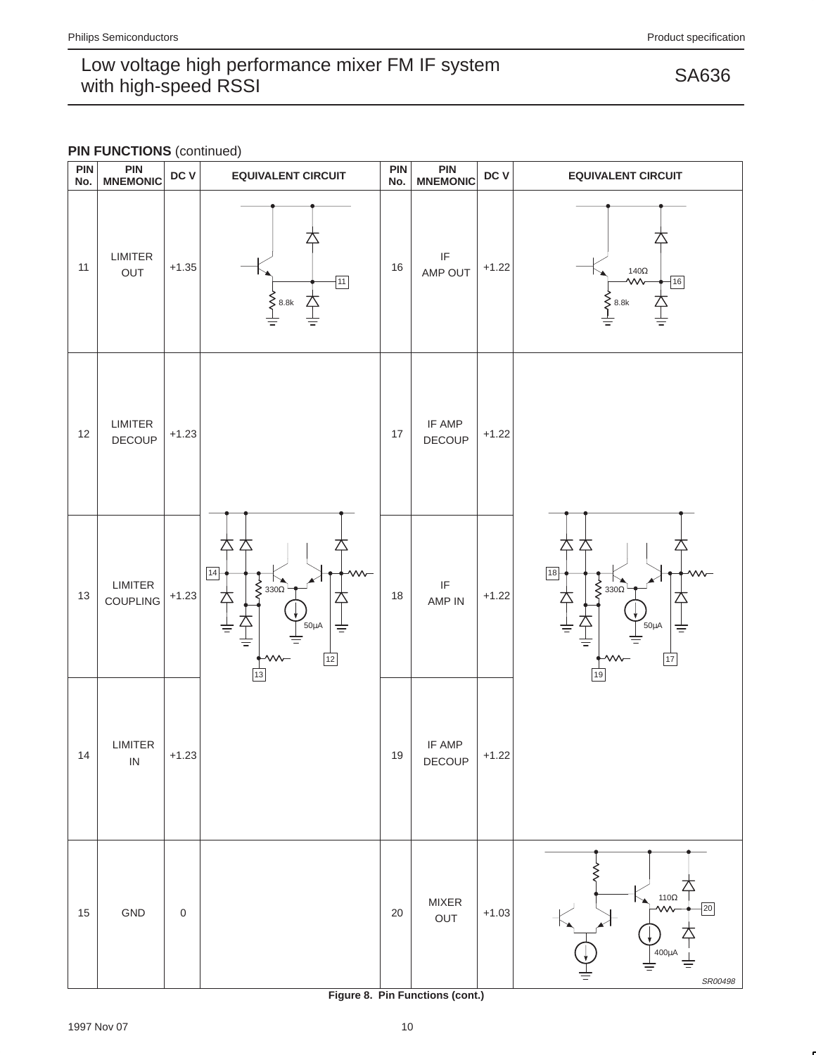**PIN FUNCTIONS** (continued)

| PIN No. | PIN MNEMONIC | DC V | EQUIVALENT CIRCUIT | PIN No. | PIN MNEMONIC | DC V | EQUIVALENT CIRCUIT |
|---|---|---|---|---|---|---|---|
| 11 | LIMITER OUT | +1.35 | | 16 | IF AMP OUT | +1.22 | |
| 12 | LIMITER DECOUP | +1.23 | | 17 | IF AMP DECOUP | +1.22 | |
| 13 | LIMITER COUPLING | +1.23 | | 18 | IF AMP IN | +1.22 | |
| 14 | LIMITER IN | +1.23 | | 19 | IF AMP DECOUP | +1.22 | |
| 15 | GND | 0 | | 20 | MIXER OUT | +1.03 | |

SR00498

**Figure 8. Pin Functions (cont.)**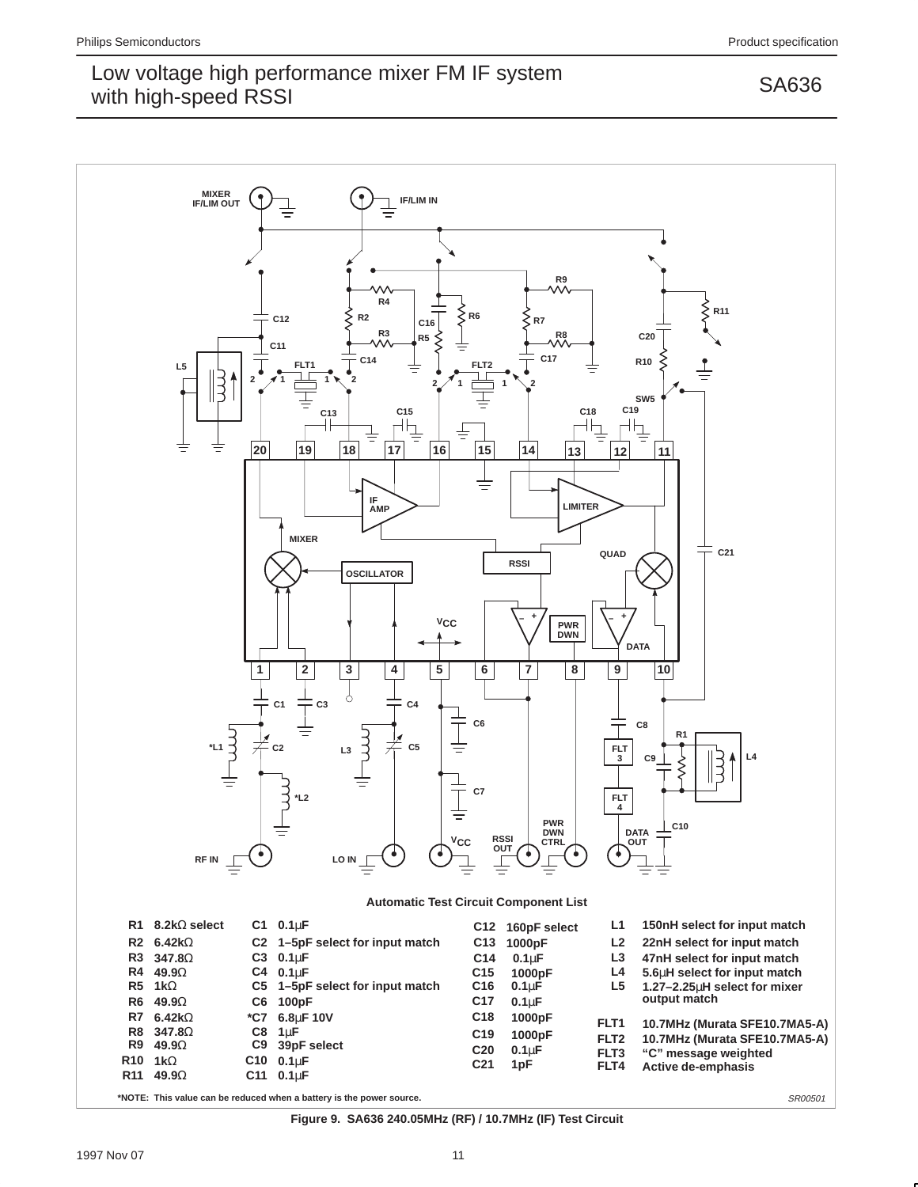**Automatic Test Circuit Component List**

| | | | | | | | | | |
|---|---|---|---|---|---|---|---|---|---|
| R1 | 8.2kΩ select | C1 | 0.1μF | C12 | 160pF select | L1 | 150nH select for input match |
| R2 | 6.42kΩ | C2 | 1–5pF select for input match | C13 | 1000pF | L2 | 22nH select for input match |
| R3 | 347.8Ω | C3 | 0.1μF | C14 | 0.1μF | L3 | 47nH select for input match |
| R4 | 49.9Ω | C4 | 0.1μF | C15 | 1000pF | L4 | 5.6μH select for input match |
| R5 | 1kΩ | C5 | 1–5pF select for input match | C16 | 0.1μF | L5 | 1.27–2.25μH select for mixer output match |
| R6 | 49.9Ω | C6 | 100pF | C17 | 0.1μF | | |
| R7 | 6.42kΩ | *C7 | 6.8μF 10V | C18 | 1000pF | FLT1 | 10.7MHz (Murata SFE10.7MA5-A) |
| R8 | 347.8Ω | C8 | 1μF | C19 | 1000pF | FLT2 | 10.7MHz (Murata SFE10.7MA5-A) |
| R9 | 49.9Ω | C9 | 39pF select | C20 | 0.1μF | FLT3 | "C" message weighted |
| R10 | 1kΩ | C10 | 0.1μF | C21 | 1pF | FLT4 | Active de-emphasis |
| R11 | 49.9Ω | C11 | 0.1μF | | | | |

***NOTE: This value can be reduced when a battery is the power source.**

SR00501

Figure 9. SA636 240.05MHz (RF) / 10.7MHz (IF) Test Circuit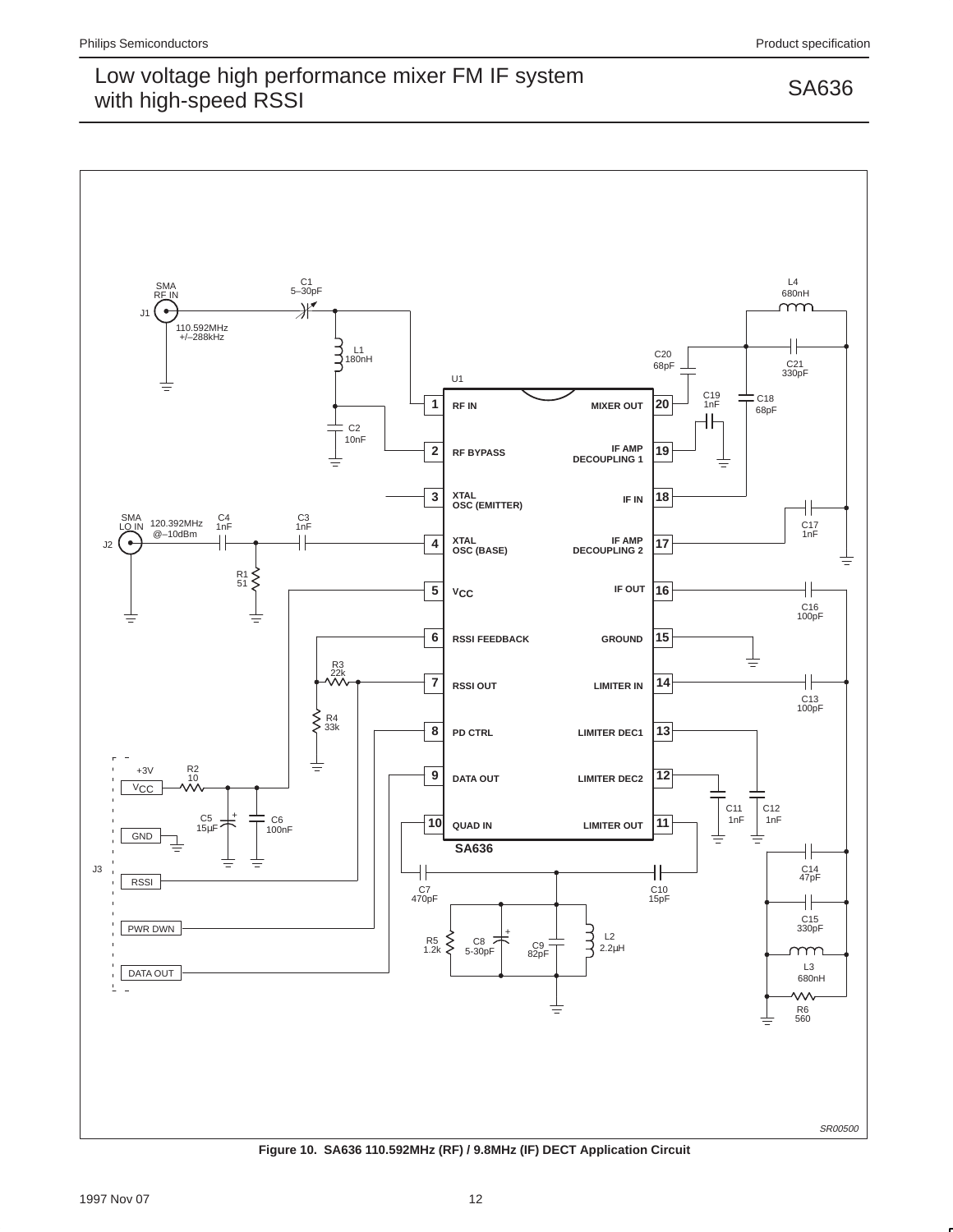**Figure 10. SA636 110.592MHz (RF) / 9.8MHz (IF) DECT Application Circuit**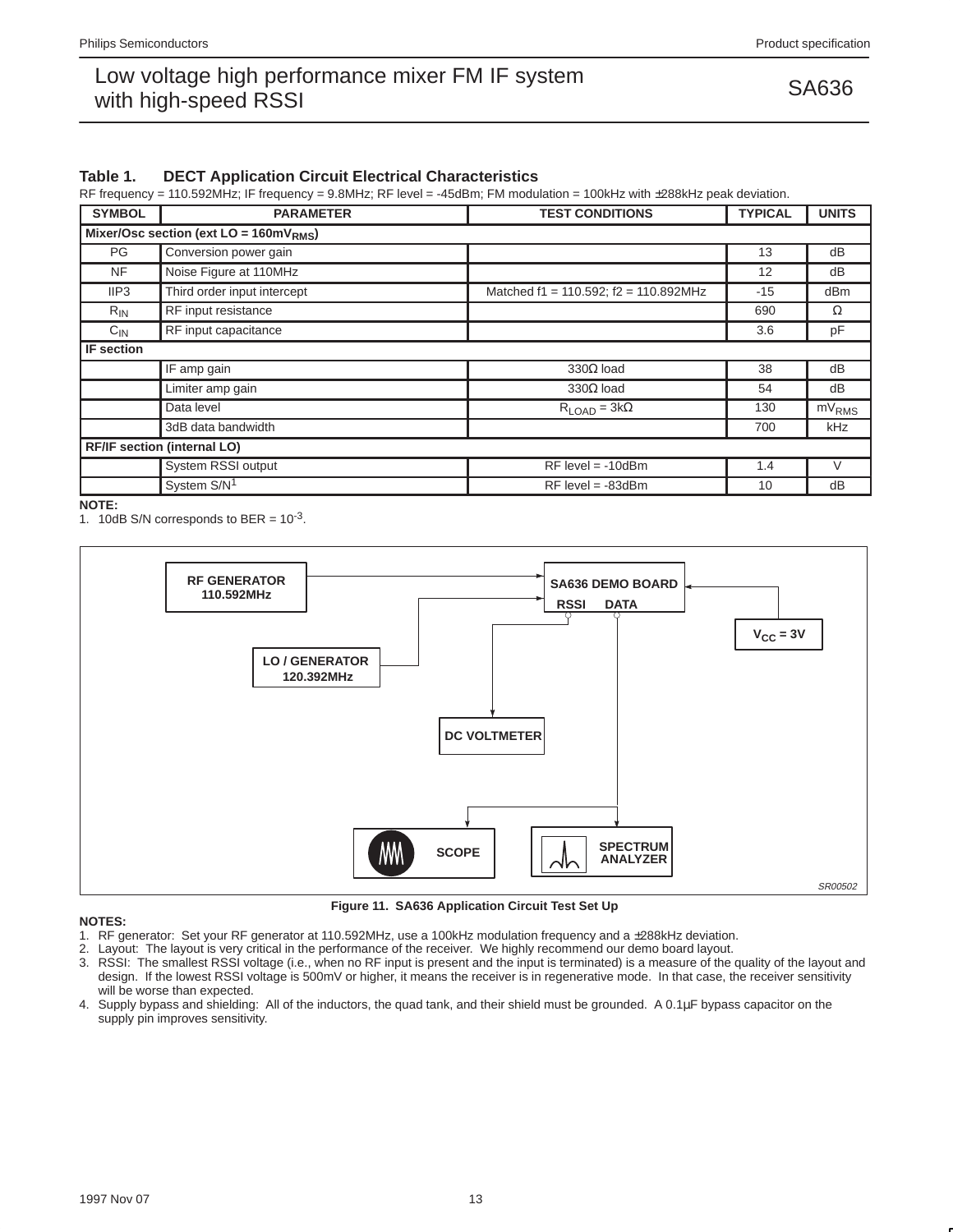### Table 1. DECT Application Circuit Electrical Characteristics

RF frequency = 110.592MHz; IF frequency = 9.8MHz; RF level = -45dBm; FM modulation = 100kHz with ±288kHz peak deviation.

| SYMBOL | PARAMETER | TEST CONDITIONS | TYPICAL | UNITS |
|---|---|---|---|---|
| **Mixer/Osc section (ext LO = 160mV$_{RMS}$)** | | | | |
| PG | Conversion power gain | | 13 | dB |
| NF | Noise Figure at 110MHz | | 12 | dB |
| IIP3 | Third order input intercept | Matched f1 = 110.592; f2 = 110.892MHz | -15 | dBm |
| $R_{IN}$ | RF input resistance | | 690 | Ω |
| $C_{IN}$ | RF input capacitance | | 3.6 | pF |
| **IF section** | | | | |
| | IF amp gain | 330Ω load | 38 | dB |
| | Limiter amp gain | 330Ω load | 54 | dB |
| | Data level | $R_{LOAD}$ = 3kΩ | 130 | mV$_{RMS}$ |
| | 3dB data bandwidth | | 700 | kHz |
| **RF/IF section (internal LO)** | | | | |
| | System RSSI output | RF level = -10dBm | 1.4 | V |
| | System S/N[1] | RF level = -83dBm | 10 | dB |

**NOTE:**
1. 10dB S/N corresponds to BER = $10^{-3}$.

Figure 11. SA636 Application Circuit Test Set Up

**NOTES:**
1. RF generator: Set your RF generator at 110.592MHz, use a 100kHz modulation frequency and a ±288kHz deviation.
2. Layout: The layout is very critical in the performance of the receiver. We highly recommend our demo board layout.
3. RSSI: The smallest RSSI voltage (i.e., when no RF input is present and the input is terminated) is a measure of the quality of the layout and design. If the lowest RSSI voltage is 500mV or higher, it means the receiver is in regenerative mode. In that case, the receiver sensitivity will be worse than expected.
4. Supply bypass and shielding: All of the inductors, the quad tank, and their shield must be grounded. A 0.1µF bypass capacitor on the supply pin improves sensitivity.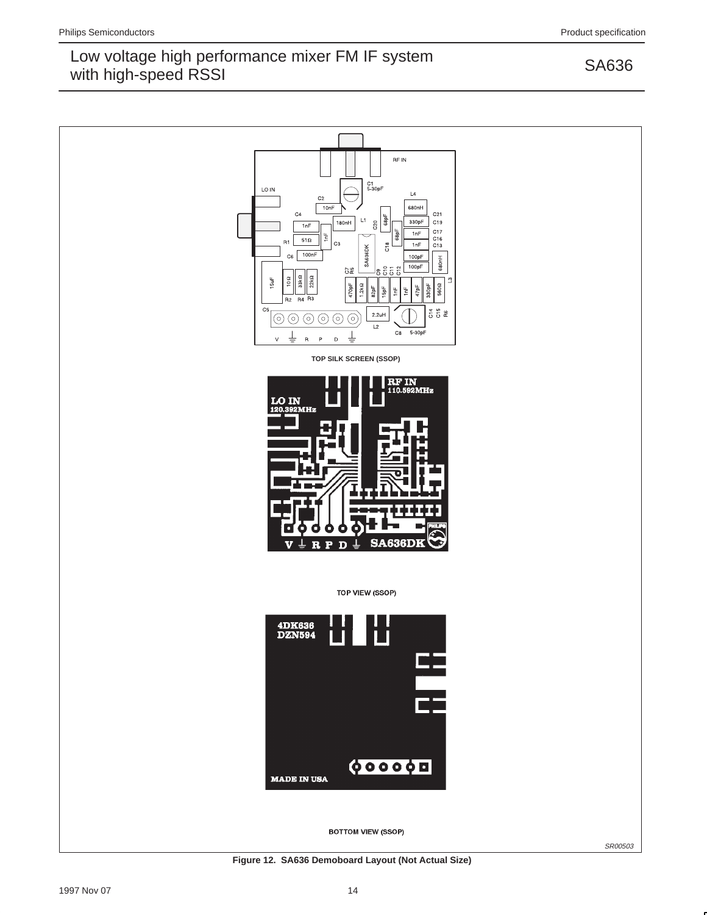TOP SILK SCREEN (SSOP)

TOP VIEW (SSOP)

BOTTOM VIEW (SSOP)

SR00503

**Figure 12. SA636 Demoboard Layout (Not Actual Size)**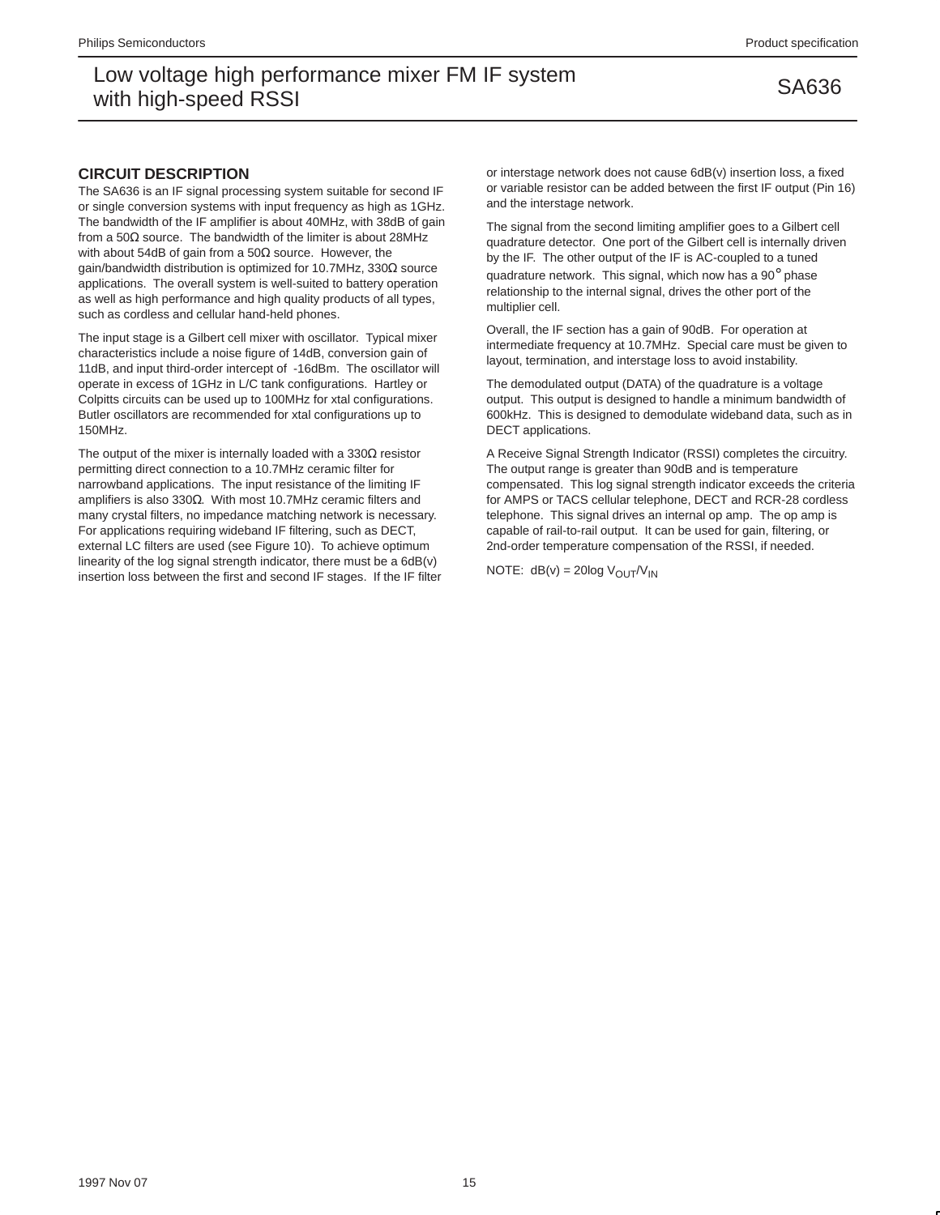## CIRCUIT DESCRIPTION

The SA636 is an IF signal processing system suitable for second IF or single conversion systems with input frequency as high as 1GHz. The bandwidth of the IF amplifier is about 40MHz, with 38dB of gain from a 50Ω source. The bandwidth of the limiter is about 28MHz with about 54dB of gain from a 50Ω source. However, the gain/bandwidth distribution is optimized for 10.7MHz, 330Ω source applications. The overall system is well-suited to battery operation as well as high performance and high quality products of all types, such as cordless and cellular hand-held phones.

The input stage is a Gilbert cell mixer with oscillator. Typical mixer characteristics include a noise figure of 14dB, conversion gain of 11dB, and input third-order intercept of -16dBm. The oscillator will operate in excess of 1GHz in L/C tank configurations. Hartley or Colpitts circuits can be used up to 100MHz for xtal configurations. Butler oscillators are recommended for xtal configurations up to 150MHz.

The output of the mixer is internally loaded with a 330Ω resistor permitting direct connection to a 10.7MHz ceramic filter for narrowband applications. The input resistance of the limiting IF amplifiers is also 330Ω. With most 10.7MHz ceramic filters and many crystal filters, no impedance matching network is necessary. For applications requiring wideband IF filtering, such as DECT, external LC filters are used (see Figure 10). To achieve optimum linearity of the log signal strength indicator, there must be a 6dB(v) insertion loss between the first and second IF stages. If the IF filter or interstage network does not cause 6dB(v) insertion loss, a fixed or variable resistor can be added between the first IF output (Pin 16) and the interstage network.

The signal from the second limiting amplifier goes to a Gilbert cell quadrature detector. One port of the Gilbert cell is internally driven by the IF. The other output of the IF is AC-coupled to a tuned quadrature network. This signal, which now has a 90° phase relationship to the internal signal, drives the other port of the multiplier cell.

Overall, the IF section has a gain of 90dB. For operation at intermediate frequency at 10.7MHz. Special care must be given to layout, termination, and interstage loss to avoid instability.

The demodulated output (DATA) of the quadrature is a voltage output. This output is designed to handle a minimum bandwidth of 600kHz. This is designed to demodulate wideband data, such as in DECT applications.

A Receive Signal Strength Indicator (RSSI) completes the circuitry. The output range is greater than 90dB and is temperature compensated. This log signal strength indicator exceeds the criteria for AMPS or TACS cellular telephone, DECT and RCR-28 cordless telephone. This signal drives an internal op amp. The op amp is capable of rail-to-rail output. It can be used for gain, filtering, or 2nd-order temperature compensation of the RSSI, if needed.

NOTE: dB(v) = 20log $V_{OUT}/V_{IN}$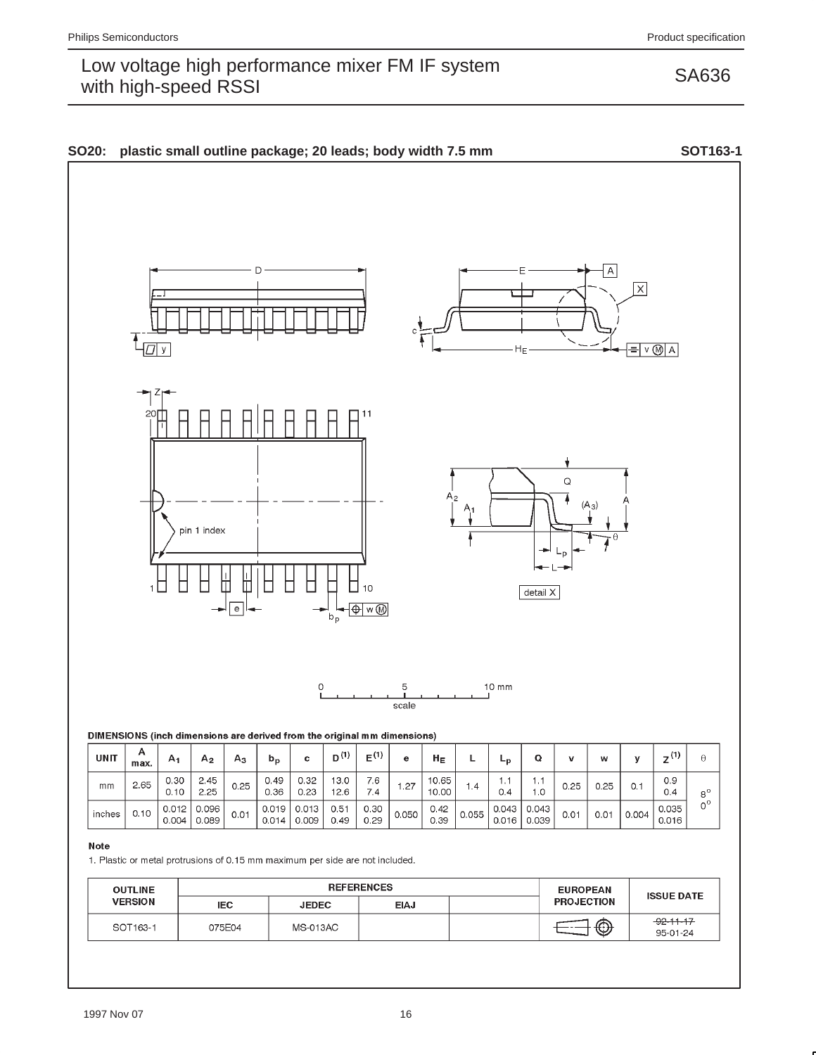**SO20: plastic small outline package; 20 leads; body width 7.5 mm** **SOT163-1**

**DIMENSIONS (inch dimensions are derived from the original mm dimensions)**

| UNIT | A max. | $A_1$ | $A_2$ | $A_3$ | $b_p$ | c | $D^{(1)}$ | $E^{(1)}$ | e | $H_E$ | L | $L_p$ | Q | v | w | y | $Z^{(1)}$ | θ |
|---|---|---|---|---|---|---|---|---|---|---|---|---|---|---|---|---|---|---|
| mm | 2.65 | 0.30<br>0.10 | 2.45<br>2.25 | 0.25 | 0.49<br>0.36 | 0.32<br>0.23 | 13.0<br>12.6 | 7.6<br>7.4 | 1.27 | 10.65<br>10.00 | 1.4 | 1.1<br>0.4 | 1.1<br>1.0 | 0.25 | 0.25 | 0.1 | 0.9<br>0.4 | 8°<br>0° |
| inches | 0.10 | 0.012<br>0.004 | 0.096<br>0.089 | 0.01 | 0.019<br>0.014 | 0.013<br>0.009 | 0.51<br>0.49 | 0.30<br>0.29 | 0.050 | 0.42<br>0.39 | 0.055 | 0.043<br>0.016 | 0.043<br>0.039 | 0.01 | 0.01 | 0.004 | 0.035<br>0.016 | |

**Note**

1. Plastic or metal protrusions of 0.15 mm maximum per side are not included.

| OUTLINE VERSION | REFERENCES | | | | EUROPEAN PROJECTION | ISSUE DATE |
|---|---|---|---|---|---|---|
| | IEC | JEDEC | EIAJ | | | |
| SOT163-1 | 075E04 | MS-013AC | | | | ~~92-11-17~~<br>95-01-24 |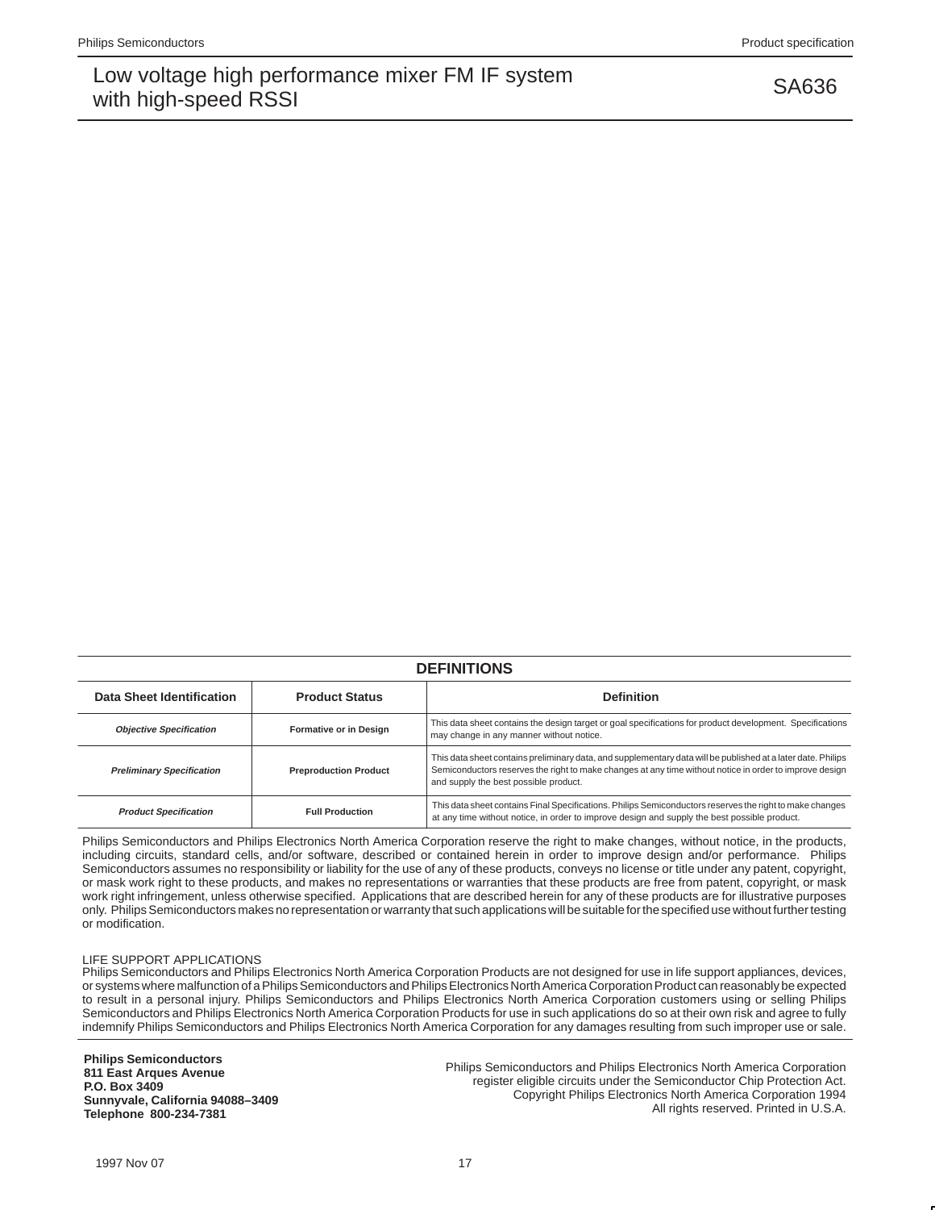## DEFINITIONS

| Data Sheet Identification | Product Status | Definition |
|---|---|---|
| ***Objective Specification*** | **Formative or in Design** | This data sheet contains the design target or goal specifications for product development. Specifications may change in any manner without notice. |
| ***Preliminary Specification*** | **Preproduction Product** | This data sheet contains preliminary data, and supplementary data will be published at a later date. Philips Semiconductors reserves the right to make changes at any time without notice in order to improve design and supply the best possible product. |
| ***Product Specification*** | **Full Production** | This data sheet contains Final Specifications. Philips Semiconductors reserves the right to make changes at any time without notice, in order to improve design and supply the best possible product. |

Philips Semiconductors and Philips Electronics North America Corporation reserve the right to make changes, without notice, in the products, including circuits, standard cells, and/or software, described or contained herein in order to improve design and/or performance. Philips Semiconductors assumes no responsibility or liability for the use of any of these products, conveys no license or title under any patent, copyright, or mask work right to these products, and makes no representations or warranties that these products are free from patent, copyright, or mask work right infringement, unless otherwise specified. Applications that are described herein for any of these products are for illustrative purposes only. Philips Semiconductors makes no representation or warranty that such applications will be suitable for the specified use without further testing or modification.

LIFE SUPPORT APPLICATIONS
Philips Semiconductors and Philips Electronics North America Corporation Products are not designed for use in life support appliances, devices, or systems where malfunction of a Philips Semiconductors and Philips Electronics North America Corporation Product can reasonably be expected to result in a personal injury. Philips Semiconductors and Philips Electronics North America Corporation customers using or selling Philips Semiconductors and Philips Electronics North America Corporation Products for use in such applications do so at their own risk and agree to fully indemnify Philips Semiconductors and Philips Electronics North America Corporation for any damages resulting from such improper use or sale.

**Philips Semiconductors**
**811 East Arques Avenue**
**P.O. Box 3409**
**Sunnyvale, California 94088–3409**
**Telephone 800-234-7381**

Philips Semiconductors and Philips Electronics North America Corporation register eligible circuits under the Semiconductor Chip Protection Act.
Copyright Philips Electronics North America Corporation 1994
All rights reserved. Printed in U.S.A.